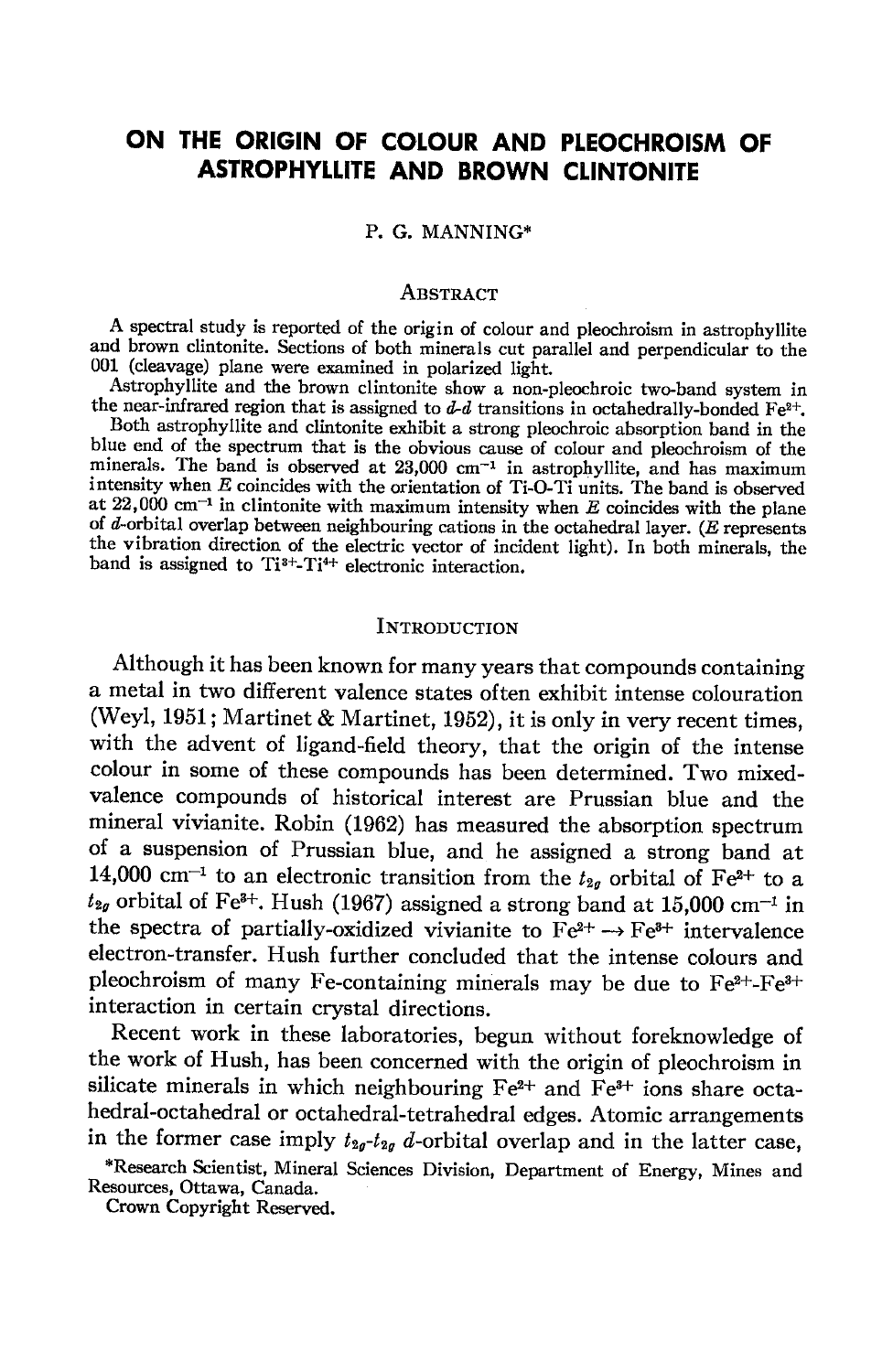# ON THE ORIGIN OF COLOUR AND PLEOCHROISM OF ASTROPHYLLITE AND BROWN CLINTONITE

P. G. MANNING*

## ABSTRACT

A spectral study is reported of the origin of colour and pleochroism in astrophyllite and brown clintonite. Sections of both minerals cut parallel and perpendicular to the 001 (cleavage) plane were examined in polarized light.

Astrophyllite and the brown clintonite show a non-pleochroic two-band system in the near-infrared region that is assigned to *d-d* transitions in octahedrally-bonded $Fe^{2+}$.

Both astrophyllite and clintonite exhibit a strong pleochroic absorption band in the blue end of the spectrum that is the obvious cause of colour and pleochroism of the minerals. The band is observed at 23,000 $cm^{-1}$ in astrophyllite, and has maximum intensity when *E* coincides with the orientation of Ti-O-Ti units. The band is observed at 22,000 $cm^{-1}$ in clintonite with maximum intensity when *E* coincides with the plane of *d*-orbital overlap between neighbouring cations in the octahedral layer. (*E* represents the vibration direction of the electric vector of incident light). In both minerals, the band is assigned to $Ti^{3+}$-$Ti^{4+}$ electronic interaction.

## INTRODUCTION

Although it has been known for many years that compounds containing a metal in two different valence states often exhibit intense colouration (Weyl, 1951; Martinet & Martinet, 1952), it is only in very recent times, with the advent of ligand-field theory, that the origin of the intense colour in some of these compounds has been determined. Two mixed-valence compounds of historical interest are Prussian blue and the mineral vivianite. Robin (1962) has measured the absorption spectrum of a suspension of Prussian blue, and he assigned a strong band at 14,000 $cm^{-1}$ to an electronic transition from the $t_{2g}$ orbital of $Fe^{2+}$ to a $t_{2g}$ orbital of $Fe^{3+}$. Hush (1967) assigned a strong band at 15,000 $cm^{-1}$ in the spectra of partially-oxidized vivianite to $Fe^{2+} \rightarrow Fe^{3+}$ intervalence electron-transfer. Hush further concluded that the intense colours and pleochroism of many Fe-containing minerals may be due to $Fe^{2+}$-$Fe^{3+}$ interaction in certain crystal directions.

Recent work in these laboratories, begun without foreknowledge of the work of Hush, has been concerned with the origin of pleochroism in silicate minerals in which neighbouring $Fe^{2+}$ and $Fe^{3+}$ ions share octahedral-octahedral or octahedral-tetrahedral edges. Atomic arrangements in the former case imply $t_{2g}$-$t_{2g}$ *d*-orbital overlap and in the latter case,

*Research Scientist, Mineral Sciences Division, Department of Energy, Mines and Resources, Ottawa, Canada.

Crown Copyright Reserved.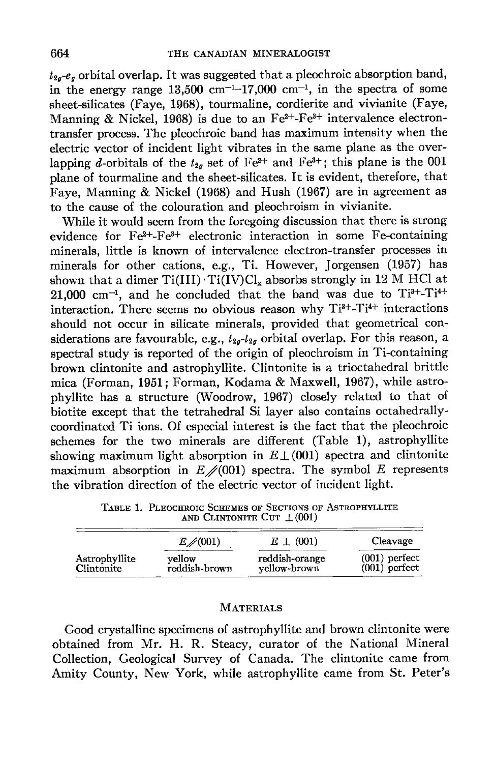$t_{2g}$-$e_g$ orbital overlap. It was suggested that a pleochroic absorption band, in the energy range 13,500 $cm^{-1}$–17,000 $cm^{-1}$, in the spectra of some sheet-silicates (Faye, 1968), tourmaline, cordierite and vivianite (Faye, Manning & Nickel, 1968) is due to an $Fe^{2+}$-$Fe^{3+}$ intervalence electron-transfer process. The pleochroic band has maximum intensity when the electric vector of incident light vibrates in the same plane as the overlapping $d$-orbitals of the $t_{2g}$ set of $Fe^{2+}$ and $Fe^{3+}$; this plane is the 001 plane of tourmaline and the sheet-silicates. It is evident, therefore, that Faye, Manning & Nickel (1968) and Hush (1967) are in agreement as to the cause of the colouration and pleochroism in vivianite.

While it would seem from the foregoing discussion that there is strong evidence for $Fe^{2+}$-$Fe^{3+}$ electronic interaction in some Fe-containing minerals, little is known of intervalence electron-transfer processes in minerals for other cations, e.g., Ti. However, Jorgensen (1957) has shown that a dimer Ti(III)·Ti(IV)$Cl_x$ absorbs strongly in 12 M HCl at 21,000 $cm^{-1}$, and he concluded that the band was due to $Ti^{3+}$-$Ti^{4+}$ interaction. There seems no obvious reason why $Ti^{3+}$-$Ti^{4+}$ interactions should not occur in silicate minerals, provided that geometrical considerations are favourable, e.g., $t_{2g}$-$t_{2g}$ orbital overlap. For this reason, a spectral study is reported of the origin of pleochroism in Ti-containing brown clintonite and astrophyllite. Clintonite is a trioctahedral brittle mica (Forman, 1951; Forman, Kodama & Maxwell, 1967), while astrophyllite has a structure (Woodrow, 1967) closely related to that of biotite except that the tetrahedral Si layer also contains octahedrally-coordinated Ti ions. Of especial interest is the fact that the pleochroic schemes for the two minerals are different (Table 1), astrophyllite showing maximum light absorption in $E \perp (001)$ spectra and clintonite maximum absorption in $E /\!/ (001)$ spectra. The symbol $E$ represents the vibration direction of the electric vector of incident light.

TABLE 1. PLEOCHROIC SCHEMES OF SECTIONS OF ASTROPHYLLITE AND CLINTONITE CUT $\perp$(001)

| | $E /\!/ (001)$ | $E \perp (001)$ | Cleavage |
|---|---|---|---|
| Astrophyllite | yellow | reddish-orange | (001) perfect |
| Clintonite | reddish-brown | yellow-brown | (001) perfect |

## MATERIALS

Good crystalline specimens of astrophyllite and brown clintonite were obtained from Mr. H. R. Steacy, curator of the National Mineral Collection, Geological Survey of Canada. The clintonite came from Amity County, New York, while astrophyllite came from St. Peter's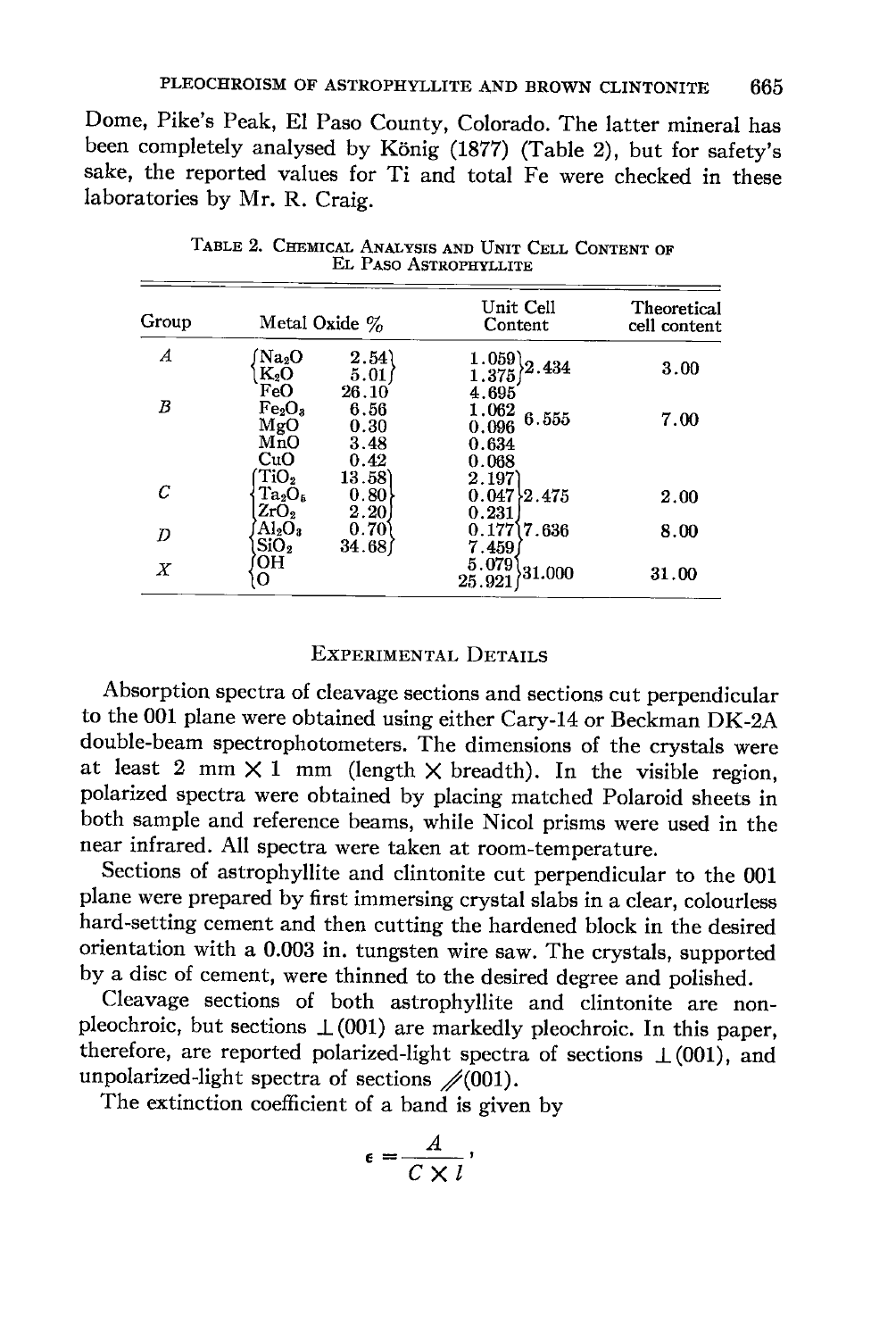Dome, Pike's Peak, El Paso County, Colorado. The latter mineral has been completely analysed by König (1877) (Table 2), but for safety's sake, the reported values for Ti and total Fe were checked in these laboratories by Mr. R. Craig.

TABLE 2. CHEMICAL ANALYSIS AND UNIT CELL CONTENT OF EL PASO ASTROPHYLLITE

| Group | Metal Oxide % | | Unit Cell Content | | Theoretical cell content |
|---|---|---|---|---|---|
| *A* | $Na_2O$ | 2.54 | 1.059 | 2.434 | 3.00 |
| | $K_2O$ | 5.01 | 1.375 | | |
| | FeO | 26.10 | 4.695 | | |
| *B* | $Fe_2O_3$ | 6.56 | 1.062 | 6.555 | 7.00 |
| | MgO | 0.30 | 0.096 | | |
| | MnO | 3.48 | 0.634 | | |
| | CuO | 0.42 | 0.068 | | |
| | $TiO_2$ | 13.58 | 2.197 | | |
| *C* | $Ta_2O_5$ | 0.80 | 0.047 | 2.475 | 2.00 |
| | $ZrO_2$ | 2.20 | 0.231 | | |
| *D* | $Al_2O_3$ | 0.70 | 0.177 | 7.636 | 8.00 |
| | $SiO_2$ | 34.68 | 7.459 | | |
| *X* | OH | | 5.079 | 31.000 | 31.00 |
| | O | | 25.921 | | |

## EXPERIMENTAL DETAILS

Absorption spectra of cleavage sections and sections cut perpendicular to the 001 plane were obtained using either Cary-14 or Beckman DK-2A double-beam spectrophotometers. The dimensions of the crystals were at least 2 mm × 1 mm (length × breadth). In the visible region, polarized spectra were obtained by placing matched Polaroid sheets in both sample and reference beams, while Nicol prisms were used in the near infrared. All spectra were taken at room-temperature.

Sections of astrophyllite and clintonite cut perpendicular to the 001 plane were prepared by first immersing crystal slabs in a clear, colourless hard-setting cement and then cutting the hardened block in the desired orientation with a 0.003 in. tungsten wire saw. The crystals, supported by a disc of cement, were thinned to the desired degree and polished.

Cleavage sections of both astrophyllite and clintonite are non-pleochroic, but sections $\perp$(001) are markedly pleochroic. In this paper, therefore, are reported polarized-light spectra of sections $\perp$(001), and unpolarized-light spectra of sections $/\!\!/$(001).

The extinction coefficient of a band is given by

$$\epsilon = \frac{A}{C \times l},$$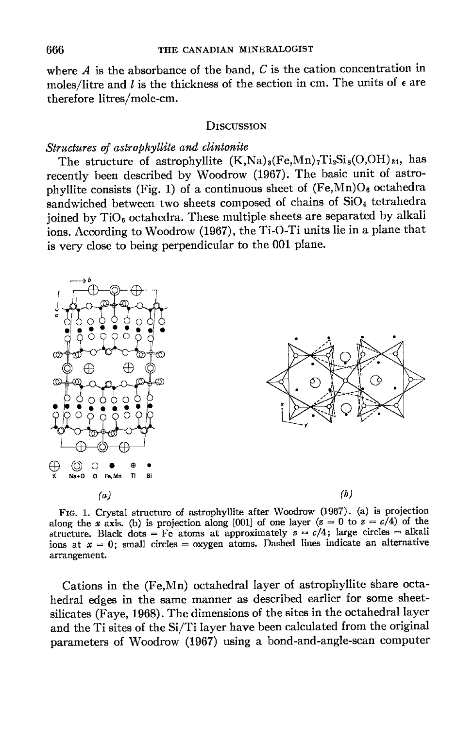where $A$ is the absorbance of the band, $C$ is the cation concentration in moles/litre and $l$ is the thickness of the section in cm. The units of $\epsilon$ are therefore litres/mole-cm.

## Discussion

### *Structures of astrophyllite and clintonite*

The structure of astrophyllite $(K,Na)_3(Fe,Mn)_7Ti_2Si_8(O,OH)_{31}$, has recently been described by Woodrow (1967). The basic unit of astrophyllite consists (Fig. 1) of a continuous sheet of $(Fe,Mn)O_6$ octahedra sandwiched between two sheets composed of chains of $SiO_4$ tetrahedra joined by $TiO_6$ octahedra. These multiple sheets are separated by alkali ions. According to Woodrow (1967), the Ti-O-Ti units lie in a plane that is very close to being perpendicular to the 001 plane.

K Na+O O Fe,Mn Ti Si

(a) (b)

FIG. 1. Crystal structure of astrophyllite after Woodrow (1967). (a) is projection along the $x$ axis. (b) is projection along [001] of one layer ($z = 0$ to $z = c/4$) of the structure. Black dots = Fe atoms at approximately $z = c/4$; large circles = alkali ions at $x = 0$; small circles = oxygen atoms. Dashed lines indicate an alternative arrangement.

Cations in the (Fe,Mn) octahedral layer of astrophyllite share octahedral edges in the same manner as described earlier for some sheet-silicates (Faye, 1968). The dimensions of the sites in the octahedral layer and the Ti sites of the Si/Ti layer have been calculated from the original parameters of Woodrow (1967) using a bond-and-angle-scan computer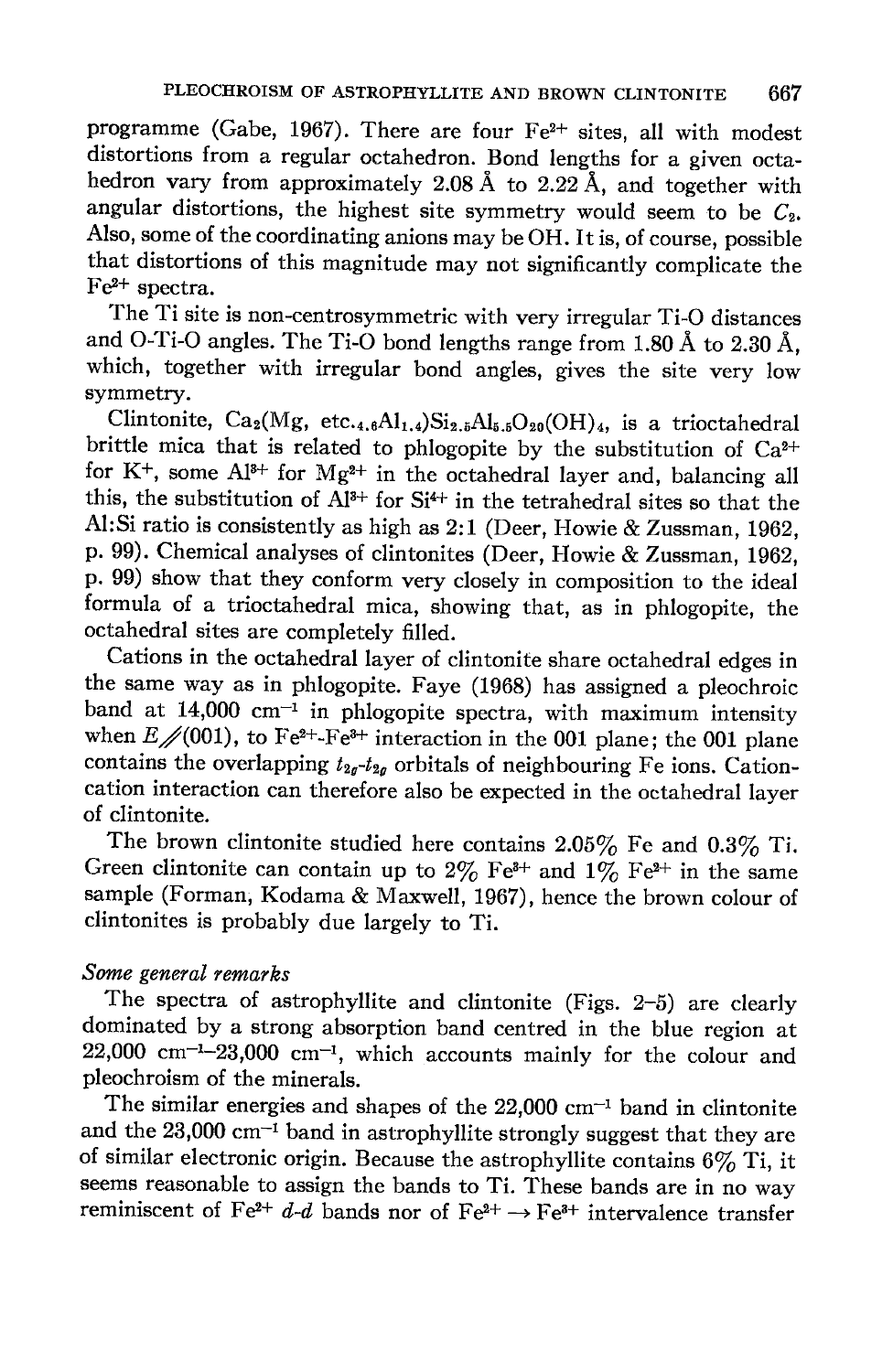programme (Gabe, 1967). There are four $Fe^{2+}$ sites, all with modest distortions from a regular octahedron. Bond lengths for a given octahedron vary from approximately 2.08 Å to 2.22 Å, and together with angular distortions, the highest site symmetry would seem to be $C_2$. Also, some of the coordinating anions may be OH. It is, of course, possible that distortions of this magnitude may not significantly complicate the $Fe^{2+}$ spectra.

The Ti site is non-centrosymmetric with very irregular Ti-O distances and O-Ti-O angles. The Ti-O bond lengths range from 1.80 Å to 2.30 Å, which, together with irregular bond angles, gives the site very low symmetry.

Clintonite, $Ca_2(Mg, etc._{4.6}Al_{1.4})Si_{2.5}Al_{5.5}O_{20}(OH)_4$, is a trioctahedral brittle mica that is related to phlogopite by the substitution of $Ca^{2+}$ for $K^+$, some $Al^{3+}$ for $Mg^{2+}$ in the octahedral layer and, balancing all this, the substitution of $Al^{3+}$ for $Si^{4+}$ in the tetrahedral sites so that the Al:Si ratio is consistently as high as 2:1 (Deer, Howie & Zussman, 1962, p. 99). Chemical analyses of clintonites (Deer, Howie & Zussman, 1962, p. 99) show that they conform very closely in composition to the ideal formula of a trioctahedral mica, showing that, as in phlogopite, the octahedral sites are completely filled.

Cations in the octahedral layer of clintonite share octahedral edges in the same way as in phlogopite. Faye (1968) has assigned a pleochroic band at 14,000 $cm^{-1}$ in phlogopite spectra, with maximum intensity when $E /\!/ (001)$, to $Fe^{2+}$-$Fe^{3+}$ interaction in the 001 plane; the 001 plane contains the overlapping $t_{2g}$-$t_{2g}$ orbitals of neighbouring Fe ions. Cation-cation interaction can therefore also be expected in the octahedral layer of clintonite.

The brown clintonite studied here contains 2.05% Fe and 0.3% Ti. Green clintonite can contain up to 2% $Fe^{3+}$ and 1% $Fe^{2+}$ in the same sample (Forman, Kodama & Maxwell, 1967), hence the brown colour of clintonites is probably due largely to Ti.

*Some general remarks*

The spectra of astrophyllite and clintonite (Figs. 2–5) are clearly dominated by a strong absorption band centred in the blue region at 22,000 $cm^{-1}$–23,000 $cm^{-1}$, which accounts mainly for the colour and pleochroism of the minerals.

The similar energies and shapes of the 22,000 $cm^{-1}$ band in clintonite and the 23,000 $cm^{-1}$ band in astrophyllite strongly suggest that they are of similar electronic origin. Because the astrophyllite contains 6% Ti, it seems reasonable to assign the bands to Ti. These bands are in no way reminiscent of $Fe^{2+}$ *d-d* bands nor of $Fe^{2+} \rightarrow Fe^{3+}$ intervalence transfer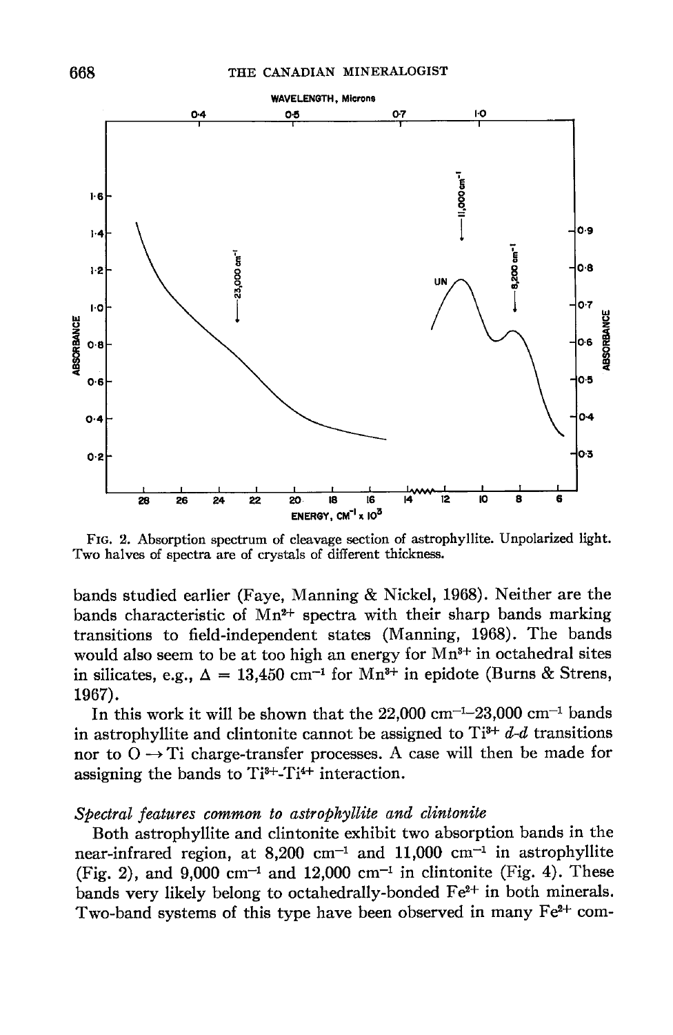FIG. 2. Absorption spectrum of cleavage section of astrophyllite. Unpolarized light. Two halves of spectra are of crystals of different thickness.

bands studied earlier (Faye, Manning & Nickel, 1968). Neither are the bands characteristic of $Mn^{2+}$ spectra with their sharp bands marking transitions to field-independent states (Manning, 1968). The bands would also seem to be at too high an energy for $Mn^{3+}$ in octahedral sites in silicates, e.g., $\Delta$ = 13,450 cm$^{-1}$ for $Mn^{3+}$ in epidote (Burns & Strens, 1967).

In this work it will be shown that the 22,000 cm$^{-1}$–23,000 cm$^{-1}$ bands in astrophyllite and clintonite cannot be assigned to $Ti^{3+}$ *d-d* transitions nor to O $\rightarrow$ Ti charge-transfer processes. A case will then be made for assigning the bands to $Ti^{3+}$-$Ti^{4+}$ interaction.

### *Spectral features common to astrophyllite and clintonite*

Both astrophyllite and clintonite exhibit two absorption bands in the near-infrared region, at 8,200 cm$^{-1}$ and 11,000 cm$^{-1}$ in astrophyllite (Fig. 2), and 9,000 cm$^{-1}$ and 12,000 cm$^{-1}$ in clintonite (Fig. 4). These bands very likely belong to octahedrally-bonded $Fe^{2+}$ in both minerals. Two-band systems of this type have been observed in many $Fe^{2+}$ com-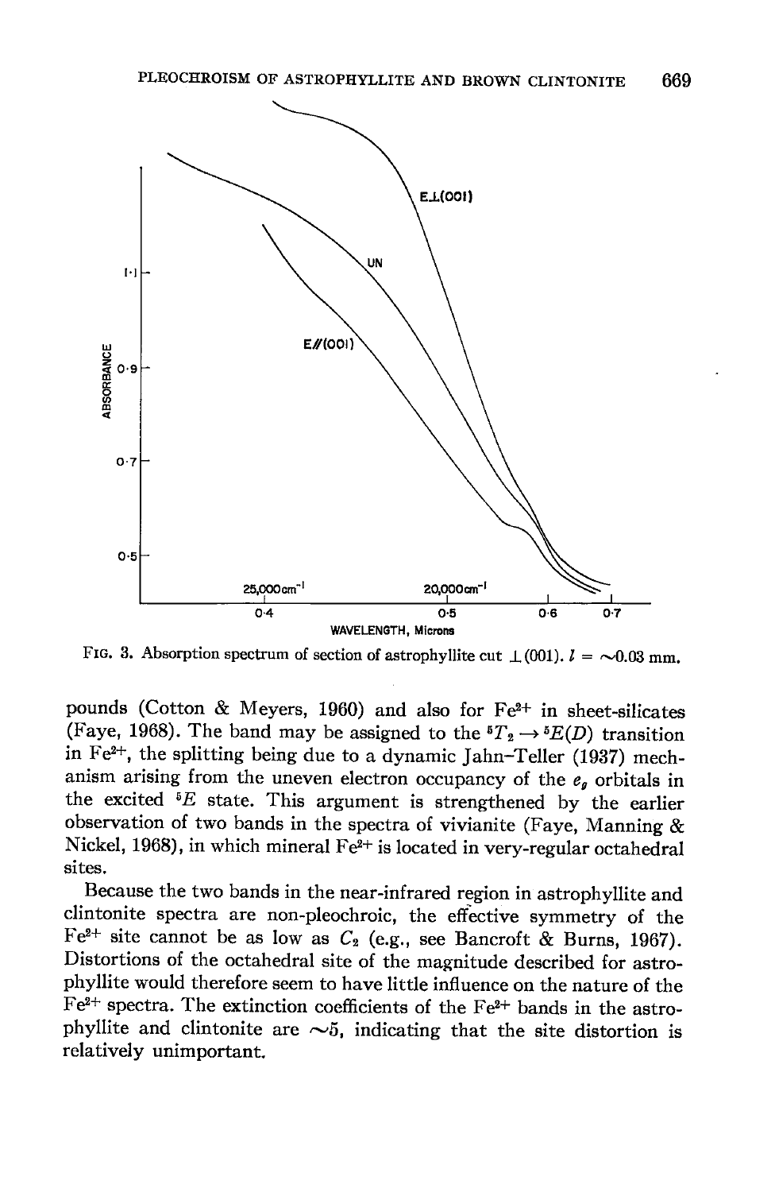FIG. 3. Absorption spectrum of section of astrophyllite cut $\perp$(001). $l = \sim 0.03$ mm.

pounds (Cotton & Meyers, 1960) and also for $Fe^{2+}$ in sheet-silicates (Faye, 1968). The band may be assigned to the $^5T_2 \rightarrow {^5E}(D)$ transition in $Fe^{2+}$, the splitting being due to a dynamic Jahn–Teller (1937) mechanism arising from the uneven electron occupancy of the $e_g$ orbitals in the excited $^5E$ state. This argument is strengthened by the earlier observation of two bands in the spectra of vivianite (Faye, Manning & Nickel, 1968), in which mineral $Fe^{2+}$ is located in very-regular octahedral sites.

Because the two bands in the near-infrared region in astrophyllite and clintonite spectra are non-pleochroic, the effective symmetry of the $Fe^{2+}$ site cannot be as low as $C_2$ (e.g., see Bancroft & Burns, 1967). Distortions of the octahedral site of the magnitude described for astrophyllite would therefore seem to have little influence on the nature of the $Fe^{2+}$ spectra. The extinction coefficients of the $Fe^{2+}$ bands in the astrophyllite and clintonite are $\sim 5$, indicating that the site distortion is relatively unimportant.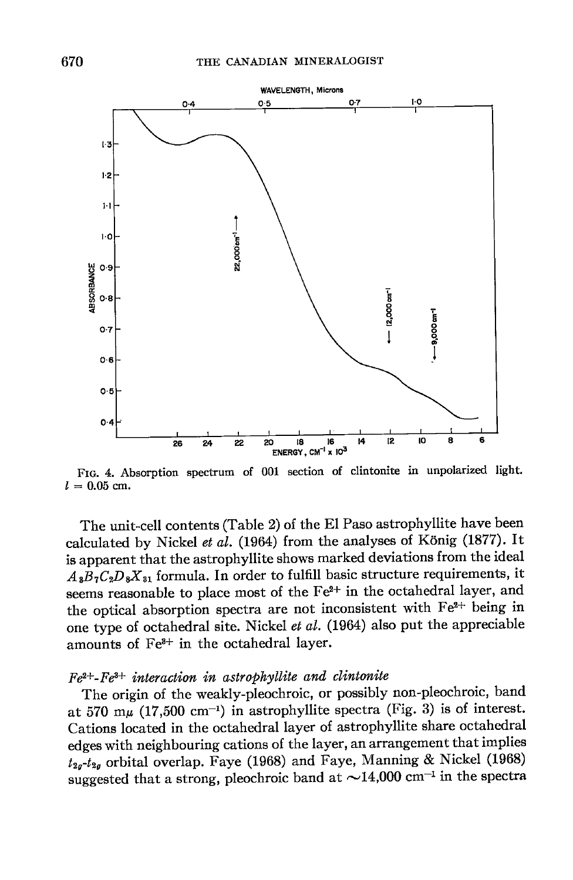FIG. 4. Absorption spectrum of 001 section of clintonite in unpolarized light. $l$ = 0.05 cm.

The unit-cell contents (Table 2) of the El Paso astrophyllite have been calculated by Nickel *et al.* (1964) from the analyses of König (1877). It is apparent that the astrophyllite shows marked deviations from the ideal $A_3B_7C_2D_8X_{31}$ formula. In order to fulfill basic structure requirements, it seems reasonable to place most of the $Fe^{2+}$ in the octahedral layer, and the optical absorption spectra are not inconsistent with $Fe^{2+}$ being in one type of octahedral site. Nickel *et al.* (1964) also put the appreciable amounts of $Fe^{3+}$ in the octahedral layer.

### $Fe^{2+}$-$Fe^{3+}$ *interaction in astrophyllite and clintonite*

The origin of the weakly-pleochroic, or possibly non-pleochroic, band at 570 mμ (17,500 $cm^{-1}$) in astrophyllite spectra (Fig. 3) is of interest. Cations located in the octahedral layer of astrophyllite share octahedral edges with neighbouring cations of the layer, an arrangement that implies $t_{2g}$-$t_{2g}$ orbital overlap. Faye (1968) and Faye, Manning & Nickel (1968) suggested that a strong, pleochroic band at ~14,000 $cm^{-1}$ in the spectra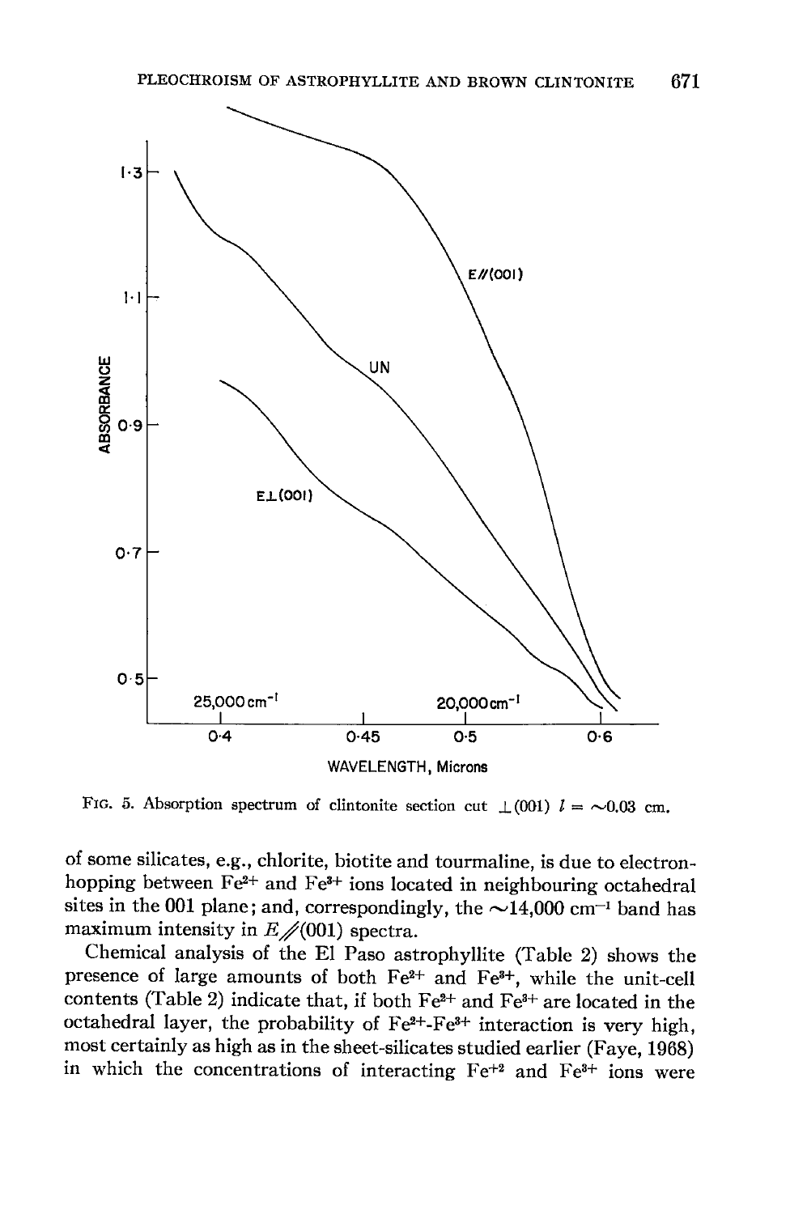FIG. 5. Absorption spectrum of clintonite section cut $\perp(001)$ $l = \sim 0.03$ cm.

of some silicates, e.g., chlorite, biotite and tourmaline, is due to electron-hopping between $Fe^{2+}$ and $Fe^{3+}$ ions located in neighbouring octahedral sites in the 001 plane; and, correspondingly, the $\sim$14,000 cm$^{-1}$ band has maximum intensity in $E/\!/(001)$ spectra.

Chemical analysis of the El Paso astrophyllite (Table 2) shows the presence of large amounts of both $Fe^{2+}$ and $Fe^{3+}$, while the unit-cell contents (Table 2) indicate that, if both $Fe^{2+}$ and $Fe^{3+}$ are located in the octahedral layer, the probability of $Fe^{2+}$-$Fe^{3+}$ interaction is very high, most certainly as high as in the sheet-silicates studied earlier (Faye, 1968) in which the concentrations of interacting $Fe^{+2}$ and $Fe^{3+}$ ions were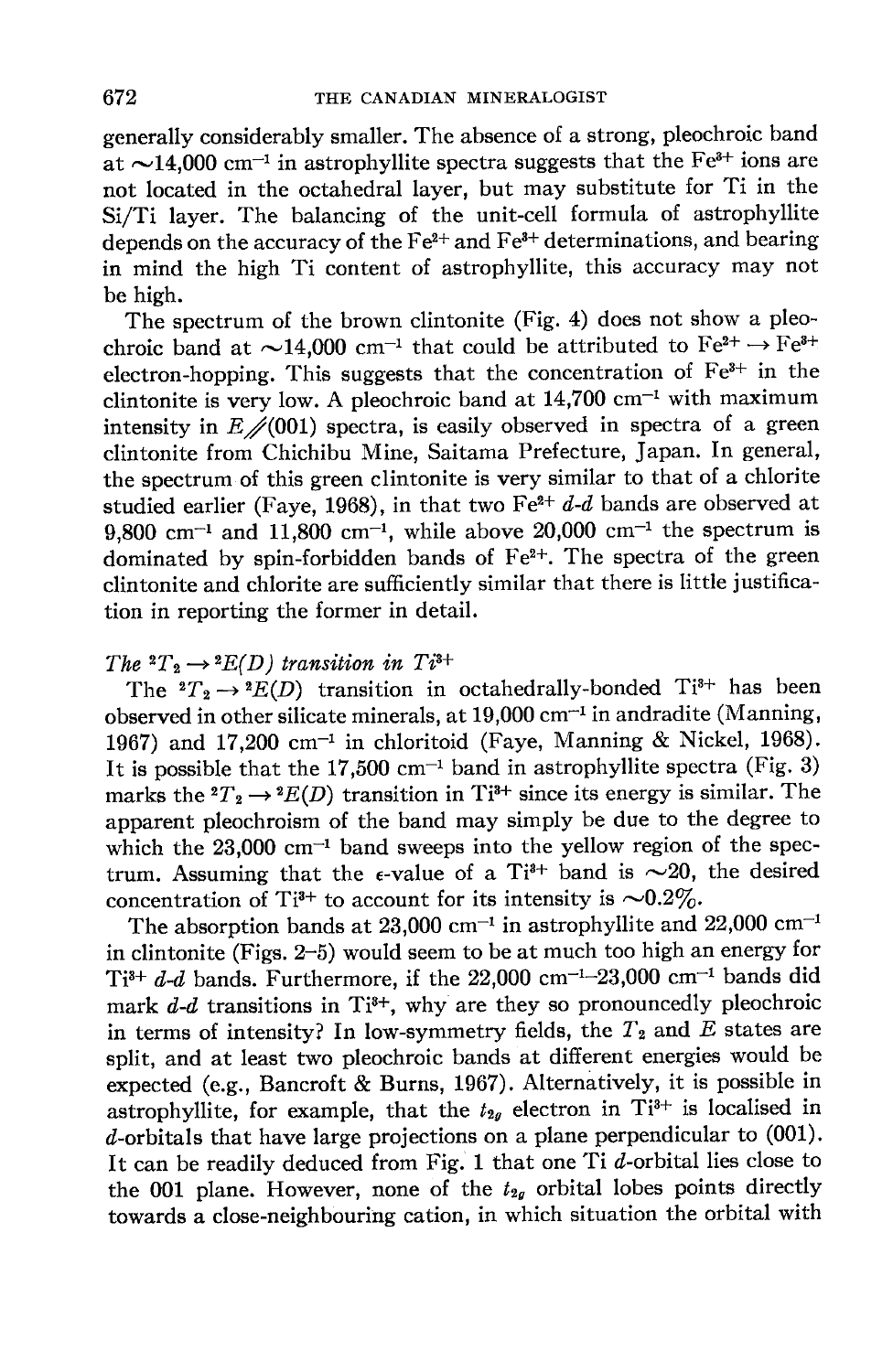generally considerably smaller. The absence of a strong, pleochroic band at $\sim$14,000 cm$^{-1}$ in astrophyllite spectra suggests that the $Fe^{3+}$ ions are not located in the octahedral layer, but may substitute for Ti in the Si/Ti layer. The balancing of the unit-cell formula of astrophyllite depends on the accuracy of the $Fe^{2+}$ and $Fe^{3+}$ determinations, and bearing in mind the high Ti content of astrophyllite, this accuracy may not be high.

The spectrum of the brown clintonite (Fig. 4) does not show a pleochroic band at $\sim$14,000 cm$^{-1}$ that could be attributed to $Fe^{2+} \rightarrow Fe^{3+}$ electron-hopping. This suggests that the concentration of $Fe^{3+}$ in the clintonite is very low. A pleochroic band at 14,700 cm$^{-1}$ with maximum intensity in $E /\!/ (001)$ spectra, is easily observed in spectra of a green clintonite from Chichibu Mine, Saitama Prefecture, Japan. In general, the spectrum of this green clintonite is very similar to that of a chlorite studied earlier (Faye, 1968), in that two $Fe^{2+}$ *d-d* bands are observed at 9,800 cm$^{-1}$ and 11,800 cm$^{-1}$, while above 20,000 cm$^{-1}$ the spectrum is dominated by spin-forbidden bands of $Fe^{2+}$. The spectra of the green clintonite and chlorite are sufficiently similar that there is little justification in reporting the former in detail.

### *The* $^2T_2 \rightarrow {}^2E(D)$ *transition in* $Ti^{3+}$

The $^2T_2 \rightarrow {}^2E(D)$ transition in octahedrally-bonded $Ti^{3+}$ has been observed in other silicate minerals, at 19,000 cm$^{-1}$ in andradite (Manning, 1967) and 17,200 cm$^{-1}$ in chloritoid (Faye, Manning & Nickel, 1968). It is possible that the 17,500 cm$^{-1}$ band in astrophyllite spectra (Fig. 3) marks the $^2T_2 \rightarrow {}^2E(D)$ transition in $Ti^{3+}$ since its energy is similar. The apparent pleochroism of the band may simply be due to the degree to which the 23,000 cm$^{-1}$ band sweeps into the yellow region of the spectrum. Assuming that the $\epsilon$-value of a $Ti^{3+}$ band is $\sim$20, the desired concentration of $Ti^{3+}$ to account for its intensity is $\sim$0.2%.

The absorption bands at 23,000 cm$^{-1}$ in astrophyllite and 22,000 cm$^{-1}$ in clintonite (Figs. 2–5) would seem to be at much too high an energy for $Ti^{3+}$ *d-d* bands. Furthermore, if the 22,000 cm$^{-1}$–23,000 cm$^{-1}$ bands did mark *d-d* transitions in $Ti^{3+}$, why are they so pronouncedly pleochroic in terms of intensity? In low-symmetry fields, the $T_2$ and $E$ states are split, and at least two pleochroic bands at different energies would be expected (e.g., Bancroft & Burns, 1967). Alternatively, it is possible in astrophyllite, for example, that the $t_{2g}$ electron in $Ti^{3+}$ is localised in *d*-orbitals that have large projections on a plane perpendicular to (001). It can be readily deduced from Fig. 1 that one Ti *d*-orbital lies close to the 001 plane. However, none of the $t_{2g}$ orbital lobes points directly towards a close-neighbouring cation, in which situation the orbital with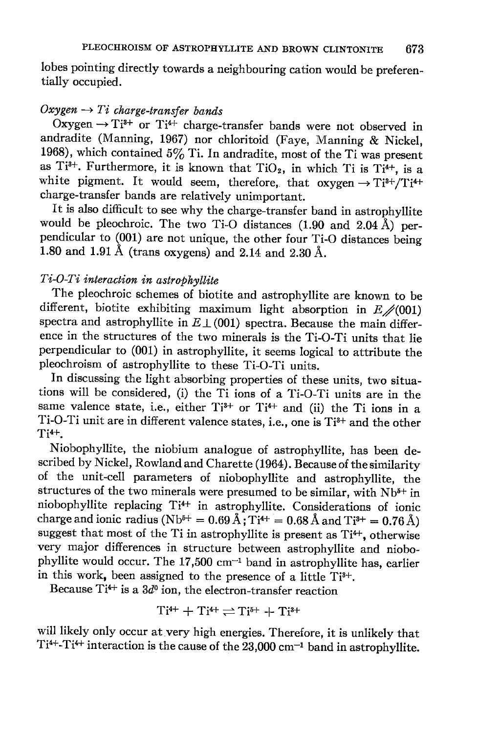lobes pointing directly towards a neighbouring cation would be preferentially occupied.

### *Oxygen → Ti charge-transfer bands*

Oxygen → $Ti^{3+}$ or $Ti^{4+}$ charge-transfer bands were not observed in andradite (Manning, 1967) nor chloritoid (Faye, Manning & Nickel, 1968), which contained 5% Ti. In andradite, most of the Ti was present as $Ti^{3+}$. Furthermore, it is known that $TiO_2$, in which Ti is $Ti^{4+}$, is a white pigment. It would seem, therefore, that oxygen → $Ti^{3+}$/$Ti^{4+}$ charge-transfer bands are relatively unimportant.

It is also difficult to see why the charge-transfer band in astrophyllite would be pleochroic. The two Ti-O distances (1.90 and 2.04 Å) perpendicular to (001) are not unique, the other four Ti-O distances being 1.80 and 1.91 Å (trans oxygens) and 2.14 and 2.30 Å.

### *Ti-O-Ti interaction in astrophyllite*

The pleochroic schemes of biotite and astrophyllite are known to be different, biotite exhibiting maximum light absorption in $E /\!/ (001)$ spectra and astrophyllite in $E \perp (001)$ spectra. Because the main difference in the structures of the two minerals is the Ti-O-Ti units that lie perpendicular to (001) in astrophyllite, it seems logical to attribute the pleochroism of astrophyllite to these Ti-O-Ti units.

In discussing the light absorbing properties of these units, two situations will be considered, (i) the Ti ions of a Ti-O-Ti units are in the same valence state, i.e., either $Ti^{3+}$ or $Ti^{4+}$ and (ii) the Ti ions in a Ti-O-Ti unit are in different valence states, i.e., one is $Ti^{3+}$ and the other $Ti^{4+}$.

Niobophyllite, the niobium analogue of astrophyllite, has been described by Nickel, Rowland and Charette (1964). Because of the similarity of the unit-cell parameters of niobophyllite and astrophyllite, the structures of the two minerals were presumed to be similar, with $Nb^{5+}$ in niobophyllite replacing $Ti^{4+}$ in astrophyllite. Considerations of ionic charge and ionic radius ($Nb^{5+}$ = 0.69 Å; $Ti^{4+}$ = 0.68 Å and $Ti^{3+}$ = 0.76 Å) suggest that most of the Ti in astrophyllite is present as $Ti^{4+}$, otherwise very major differences in structure between astrophyllite and niobophyllite would occur. The 17,500 $cm^{-1}$ band in astrophyllite has, earlier in this work, been assigned to the presence of a little $Ti^{3+}$.

Because $Ti^{4+}$ is a $3d^0$ ion, the electron-transfer reaction

$$Ti^{4+} + Ti^{4+} \rightleftharpoons Ti^{5+} + Ti^{3+}$$

will likely only occur at very high energies. Therefore, it is unlikely that $Ti^{4+}$-$Ti^{4+}$ interaction is the cause of the 23,000 $cm^{-1}$ band in astrophyllite.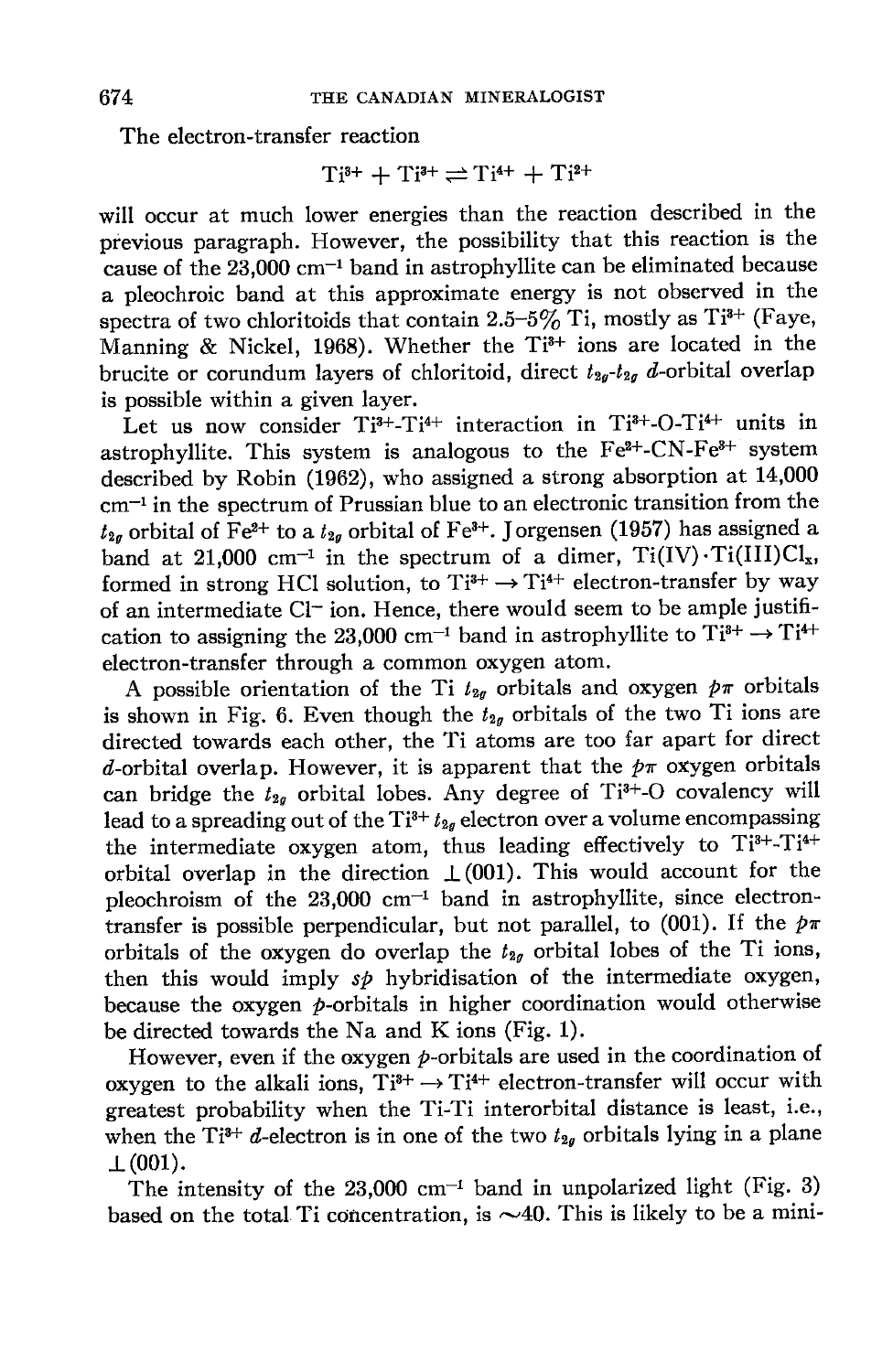The electron-transfer reaction

$$Ti^{3+} + Ti^{3+} \rightleftharpoons Ti^{4+} + Ti^{2+}$$

will occur at much lower energies than the reaction described in the previous paragraph. However, the possibility that this reaction is the cause of the 23,000 $cm^{-1}$ band in astrophyllite can be eliminated because a pleochroic band at this approximate energy is not observed in the spectra of two chloritoids that contain 2.5–5% Ti, mostly as $Ti^{3+}$ (Faye, Manning & Nickel, 1968). Whether the $Ti^{3+}$ ions are located in the brucite or corundum layers of chloritoid, direct $t_{2g}$-$t_{2g}$ $d$-orbital overlap is possible within a given layer.

Let us now consider $Ti^{3+}$-$Ti^{4+}$ interaction in $Ti^{3+}$-O-$Ti^{4+}$ units in astrophyllite. This system is analogous to the $Fe^{2+}$-CN-$Fe^{3+}$ system described by Robin (1962), who assigned a strong absorption at 14,000 $cm^{-1}$ in the spectrum of Prussian blue to an electronic transition from the $t_{2g}$ orbital of $Fe^{2+}$ to a $t_{2g}$ orbital of $Fe^{3+}$. Jorgensen (1957) has assigned a band at 21,000 $cm^{-1}$ in the spectrum of a dimer, Ti(IV)·Ti(III)$Cl_x$, formed in strong HCl solution, to $Ti^{3+} \rightarrow Ti^{4+}$ electron-transfer by way of an intermediate $Cl^-$ ion. Hence, there would seem to be ample justification to assigning the 23,000 $cm^{-1}$ band in astrophyllite to $Ti^{3+} \rightarrow Ti^{4+}$ electron-transfer through a common oxygen atom.

A possible orientation of the Ti $t_{2g}$ orbitals and oxygen $p\pi$ orbitals is shown in Fig. 6. Even though the $t_{2g}$ orbitals of the two Ti ions are directed towards each other, the Ti atoms are too far apart for direct $d$-orbital overlap. However, it is apparent that the $p\pi$ oxygen orbitals can bridge the $t_{2g}$ orbital lobes. Any degree of $Ti^{3+}$-O covalency will lead to a spreading out of the $Ti^{3+}$ $t_{2g}$ electron over a volume encompassing the intermediate oxygen atom, thus leading effectively to $Ti^{3+}$-$Ti^{4+}$ orbital overlap in the direction $\perp$(001). This would account for the pleochroism of the 23,000 $cm^{-1}$ band in astrophyllite, since electron-transfer is possible perpendicular, but not parallel, to (001). If the $p\pi$ orbitals of the oxygen do overlap the $t_{2g}$ orbital lobes of the Ti ions, then this would imply $sp$ hybridisation of the intermediate oxygen, because the oxygen $p$-orbitals in higher coordination would otherwise be directed towards the Na and K ions (Fig. 1).

However, even if the oxygen $p$-orbitals are used in the coordination of oxygen to the alkali ions, $Ti^{3+} \rightarrow Ti^{4+}$ electron-transfer will occur with greatest probability when the Ti-Ti interorbital distance is least, i.e., when the $Ti^{3+}$ $d$-electron is in one of the two $t_{2g}$ orbitals lying in a plane $\perp$(001).

The intensity of the 23,000 $cm^{-1}$ band in unpolarized light (Fig. 3) based on the total Ti concentration, is ~40. This is likely to be a mini-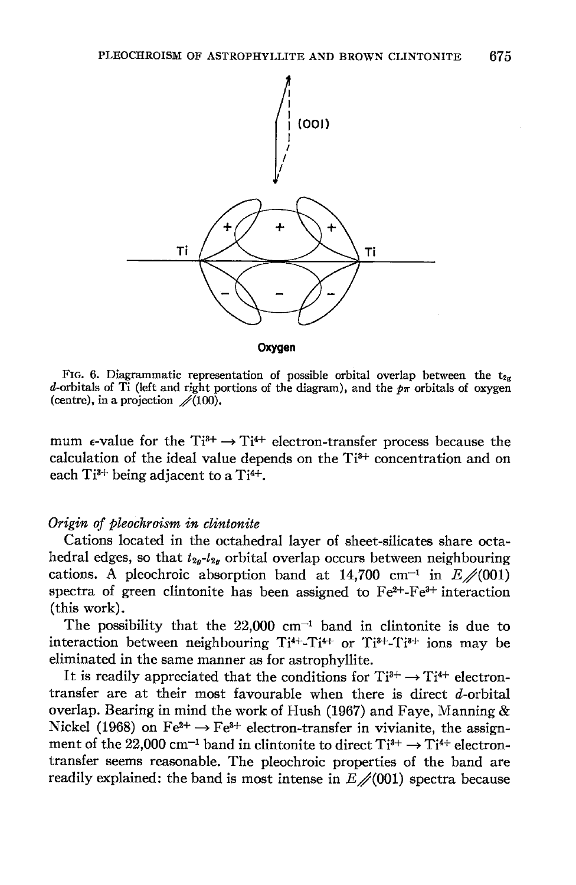FIG. 6. Diagrammatic representation of possible orbital overlap between the $t_{2g}$ $d$-orbitals of Ti (left and right portions of the diagram), and the $p\pi$ orbitals of oxygen (centre), in a projection ∥(100).

mum $\epsilon$-value for the $Ti^{3+} \rightarrow Ti^{4+}$ electron-transfer process because the calculation of the ideal value depends on the $Ti^{3+}$ concentration and on each $Ti^{3+}$ being adjacent to a $Ti^{4+}$.

### *Origin of pleochroism in clintonite*

Cations located in the octahedral layer of sheet-silicates share octahedral edges, so that $t_{2g}$-$t_{2g}$ orbital overlap occurs between neighbouring cations. A pleochroic absorption band at 14,700 $cm^{-1}$ in $E$∥(001) spectra of green clintonite has been assigned to $Fe^{2+}$-$Fe^{3+}$ interaction (this work).

The possibility that the 22,000 $cm^{-1}$ band in clintonite is due to interaction between neighbouring $Ti^{4+}$-$Ti^{4+}$ or $Ti^{3+}$-$Ti^{3+}$ ions may be eliminated in the same manner as for astrophyllite.

It is readily appreciated that the conditions for $Ti^{3+} \rightarrow Ti^{4+}$ electron-transfer are at their most favourable when there is direct $d$-orbital overlap. Bearing in mind the work of Hush (1967) and Faye, Manning & Nickel (1968) on $Fe^{2+} \rightarrow Fe^{3+}$ electron-transfer in vivianite, the assignment of the 22,000 $cm^{-1}$ band in clintonite to direct $Ti^{3+} \rightarrow Ti^{4+}$ electron-transfer seems reasonable. The pleochroic properties of the band are readily explained: the band is most intense in $E$∥(001) spectra because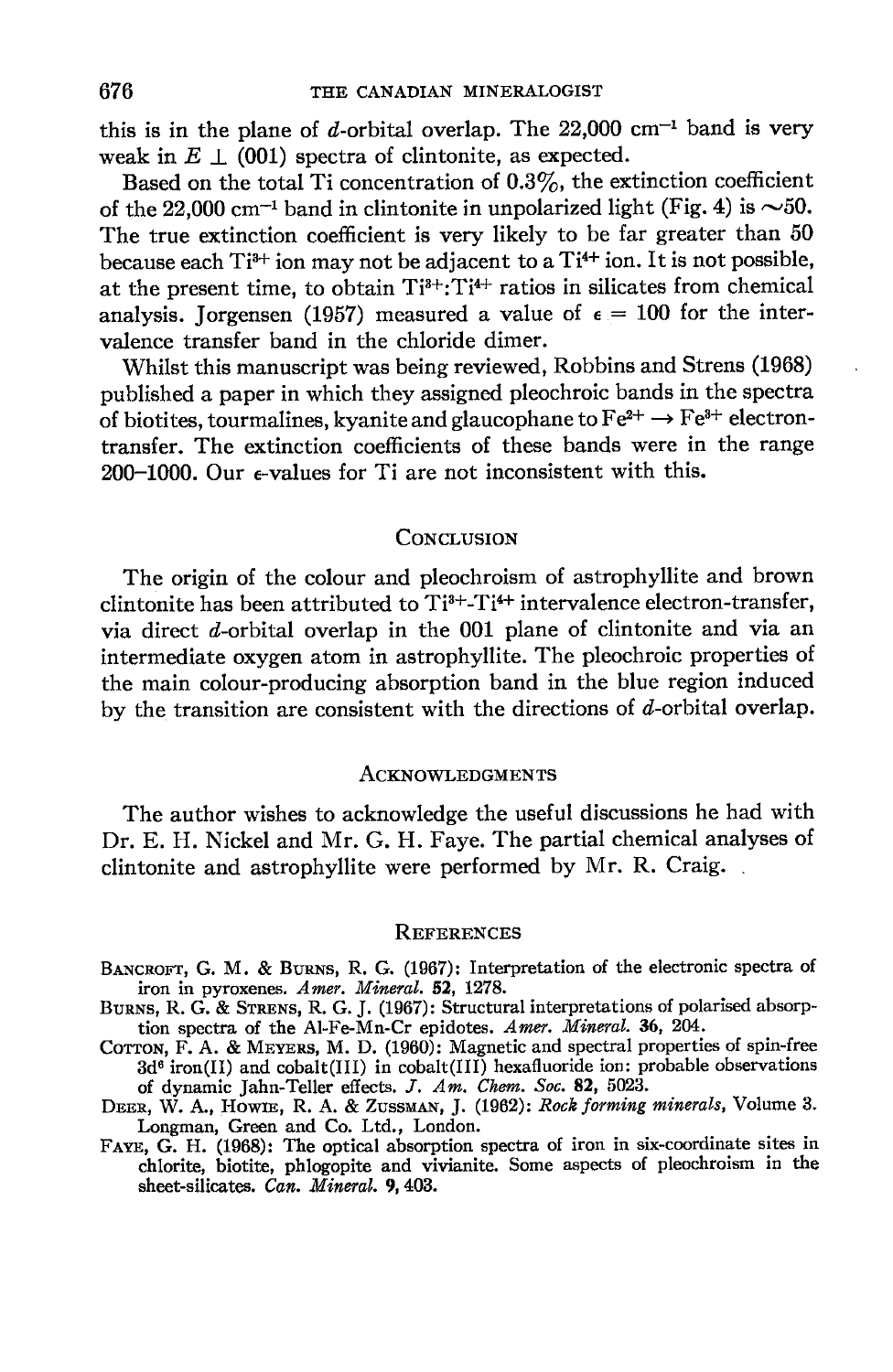this is in the plane of $d$-orbital overlap. The 22,000 cm$^{-1}$ band is very weak in $E \perp$ (001) spectra of clintonite, as expected.

Based on the total Ti concentration of 0.3%, the extinction coefficient of the 22,000 cm$^{-1}$ band in clintonite in unpolarized light (Fig. 4) is ~50. The true extinction coefficient is very likely to be far greater than 50 because each $Ti^{3+}$ ion may not be adjacent to a $Ti^{4+}$ ion. It is not possible, at the present time, to obtain $Ti^{3+}$:$Ti^{4+}$ ratios in silicates from chemical analysis. Jorgensen (1957) measured a value of $\epsilon = 100$ for the intervalence transfer band in the chloride dimer.

Whilst this manuscript was being reviewed, Robbins and Strens (1968) published a paper in which they assigned pleochroic bands in the spectra of biotites, tourmalines, kyanite and glaucophane to $Fe^{2+} \rightarrow Fe^{3+}$ electron-transfer. The extinction coefficients of these bands were in the range 200–1000. Our $\epsilon$-values for Ti are not inconsistent with this.

## Conclusion

The origin of the colour and pleochroism of astrophyllite and brown clintonite has been attributed to $Ti^{3+}$-$Ti^{4+}$ intervalence electron-transfer, via direct $d$-orbital overlap in the 001 plane of clintonite and via an intermediate oxygen atom in astrophyllite. The pleochroic properties of the main colour-producing absorption band in the blue region induced by the transition are consistent with the directions of $d$-orbital overlap.

## Acknowledgments

The author wishes to acknowledge the useful discussions he had with Dr. E. H. Nickel and Mr. G. H. Faye. The partial chemical analyses of clintonite and astrophyllite were performed by Mr. R. Craig.

## References

Bancroft, G. M. & Burns, R. G. (1967): Interpretation of the electronic spectra of iron in pyroxenes. *Amer. Mineral.* **52**, 1278.

Burns, R. G. & Strens, R. G. J. (1967): Structural interpretations of polarised absorption spectra of the Al-Fe-Mn-Cr epidotes. *Amer. Mineral.* **36**, 204.

Cotton, F. A. & Meyers, M. D. (1960): Magnetic and spectral properties of spin-free 3d$^6$ iron(II) and cobalt(III) in cobalt(III) hexafluoride ion: probable observations of dynamic Jahn-Teller effects. *J. Am. Chem. Soc.* **82**, 5023.

Deer, W. A., Howie, R. A. & Zussman, J. (1962): *Rock forming minerals*, Volume 3. Longman, Green and Co. Ltd., London.

Faye, G. H. (1968): The optical absorption spectra of iron in six-coordinate sites in chlorite, biotite, phlogopite and vivianite. Some aspects of pleochroism in the sheet-silicates. *Can. Mineral.* **9**, 403.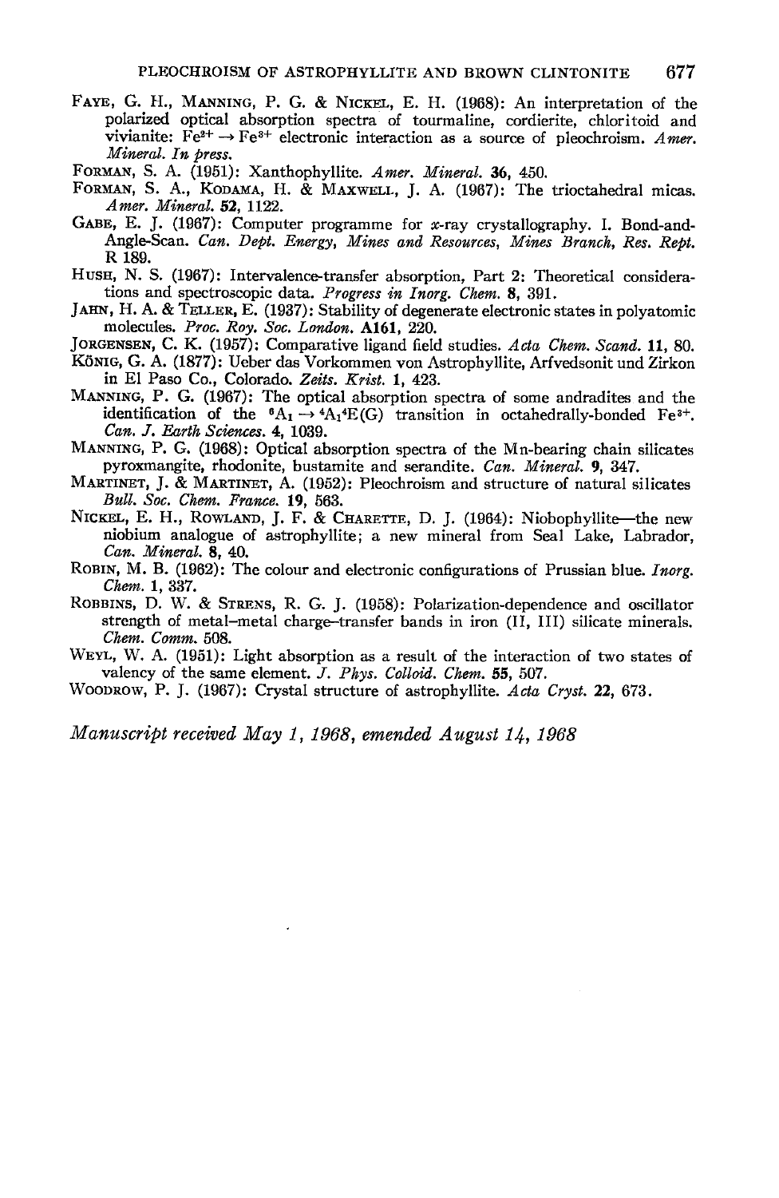FAYE, G. H., MANNING, P. G. & NICKEL, E. H. (1968): An interpretation of the polarized optical absorption spectra of tourmaline, cordierite, chloritoid and vivianite: $Fe^{2+} \rightarrow Fe^{3+}$ electronic interaction as a source of pleochroism. *Amer. Mineral. In press.*

FORMAN, S. A. (1951): Xanthophyllite. *Amer. Mineral.* **36**, 450.

FORMAN, S. A., KODAMA, H. & MAXWELL, J. A. (1967): The trioctahedral micas. *Amer. Mineral.* **52**, 1122.

GABE, E. J. (1967): Computer programme for x-ray crystallography. I. Bond-and-Angle-Scan. *Can. Dept. Energy, Mines and Resources, Mines Branch, Res. Rept.* R 189.

HUSH, N. S. (1967): Intervalence-transfer absorption, Part 2: Theoretical considerations and spectroscopic data. *Progress in Inorg. Chem.* **8**, 391.

JAHN, H. A. & TELLER, E. (1937): Stability of degenerate electronic states in polyatomic molecules. *Proc. Roy. Soc. London.* **A161**, 220.

JORGENSEN, C. K. (1957): Comparative ligand field studies. *Acta Chem. Scand.* **11**, 80.

KÖNIG, G. A. (1877): Ueber das Vorkommen von Astrophyllite, Arfvedsonit und Zirkon in El Paso Co., Colorado. *Zeits. Krist.* **1**, 423.

MANNING, P. G. (1967): The optical absorption spectra of some andradites and the identification of the $^6A_1 \rightarrow {}^4A_1{}^4E(G)$ transition in octahedrally-bonded $Fe^{3+}$. *Can. J. Earth Sciences.* **4**, 1039.

MANNING, P. G. (1968): Optical absorption spectra of the Mn-bearing chain silicates pyroxmangite, rhodonite, bustamite and serandite. *Can. Mineral.* **9**, 347.

MARTINET, J. & MARTINET, A. (1952): Pleochroism and structure of natural silicates *Bull. Soc. Chem. France.* **19**, 563.

NICKEL, E. H., ROWLAND, J. F. & CHARETTE, D. J. (1964): Niobophyllite—the new niobium analogue of astrophyllite; a new mineral from Seal Lake, Labrador, *Can. Mineral.* **8**, 40.

ROBIN, M. B. (1962): The colour and electronic configurations of Prussian blue. *Inorg. Chem.* **1**, 337.

ROBBINS, D. W. & STRENS, R. G. J. (1958): Polarization-dependence and oscillator strength of metal–metal charge–transfer bands in iron (II, III) silicate minerals. *Chem. Comm.* 508.

WEYL, W. A. (1951): Light absorption as a result of the interaction of two states of valency of the same element. *J. Phys. Colloid. Chem.* **55**, 507.

WOODROW, P. J. (1967): Crystal structure of astrophyllite. *Acta Cryst.* **22**, 673.

*Manuscript received May 1, 1968, emended August 14, 1968*